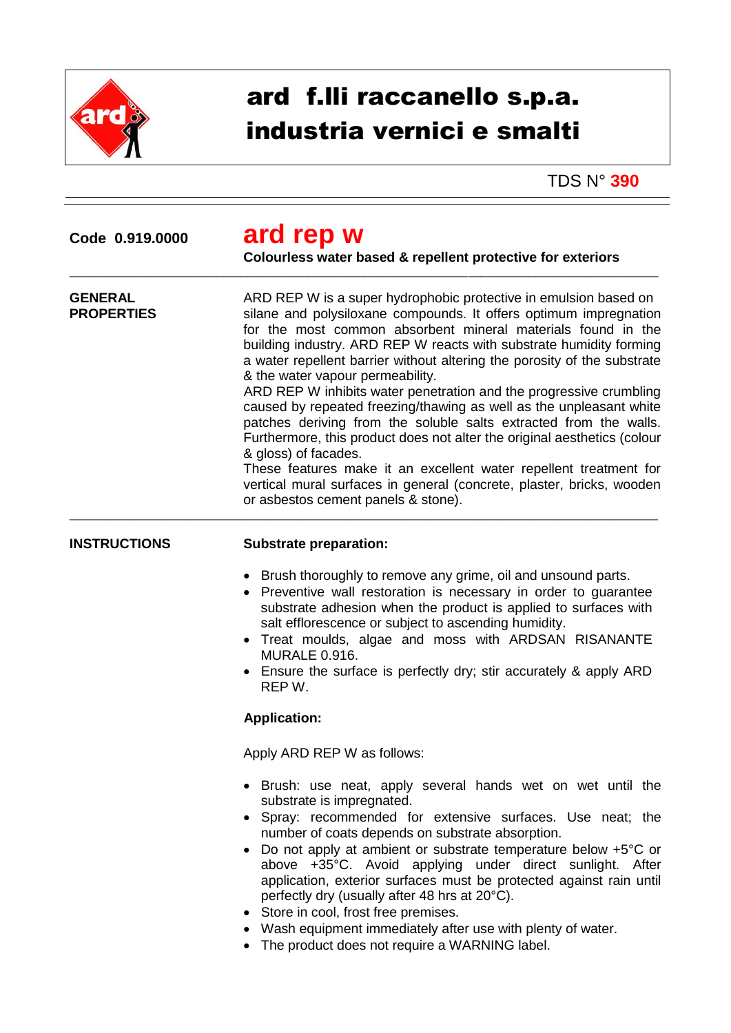# ard f.lli raccanello s.p.a.
# industria vernici e smalti

TDS N° **390**

**Code 0.919.0000**

## ard rep w

**Colourless water based & repellent protective for exteriors**

---

**GENERAL PROPERTIES**

ARD REP W is a super hydrophobic protective in emulsion based on silane and polysiloxane compounds. It offers optimum impregnation for the most common absorbent mineral materials found in the building industry. ARD REP W reacts with substrate humidity forming a water repellent barrier without altering the porosity of the substrate & the water vapour permeability.
ARD REP W inhibits water penetration and the progressive crumbling caused by repeated freezing/thawing as well as the unpleasant white patches deriving from the soluble salts extracted from the walls. Furthermore, this product does not alter the original aesthetics (colour & gloss) of facades.
These features make it an excellent water repellent treatment for vertical mural surfaces in general (concrete, plaster, bricks, wooden or asbestos cement panels & stone).

---

**INSTRUCTIONS**

**Substrate preparation:**

- Brush thoroughly to remove any grime, oil and unsound parts.
- Preventive wall restoration is necessary in order to guarantee substrate adhesion when the product is applied to surfaces with salt efflorescence or subject to ascending humidity.
- Treat moulds, algae and moss with ARDSAN RISANANTE MURALE 0.916.
- Ensure the surface is perfectly dry; stir accurately & apply ARD REP W.

**Application:**

Apply ARD REP W as follows:

- Brush: use neat, apply several hands wet on wet until the substrate is impregnated.
- Spray: recommended for extensive surfaces. Use neat; the number of coats depends on substrate absorption.
- Do not apply at ambient or substrate temperature below +5°C or above +35°C. Avoid applying under direct sunlight. After application, exterior surfaces must be protected against rain until perfectly dry (usually after 48 hrs at 20°C).
- Store in cool, frost free premises.
- Wash equipment immediately after use with plenty of water.
- The product does not require a WARNING label.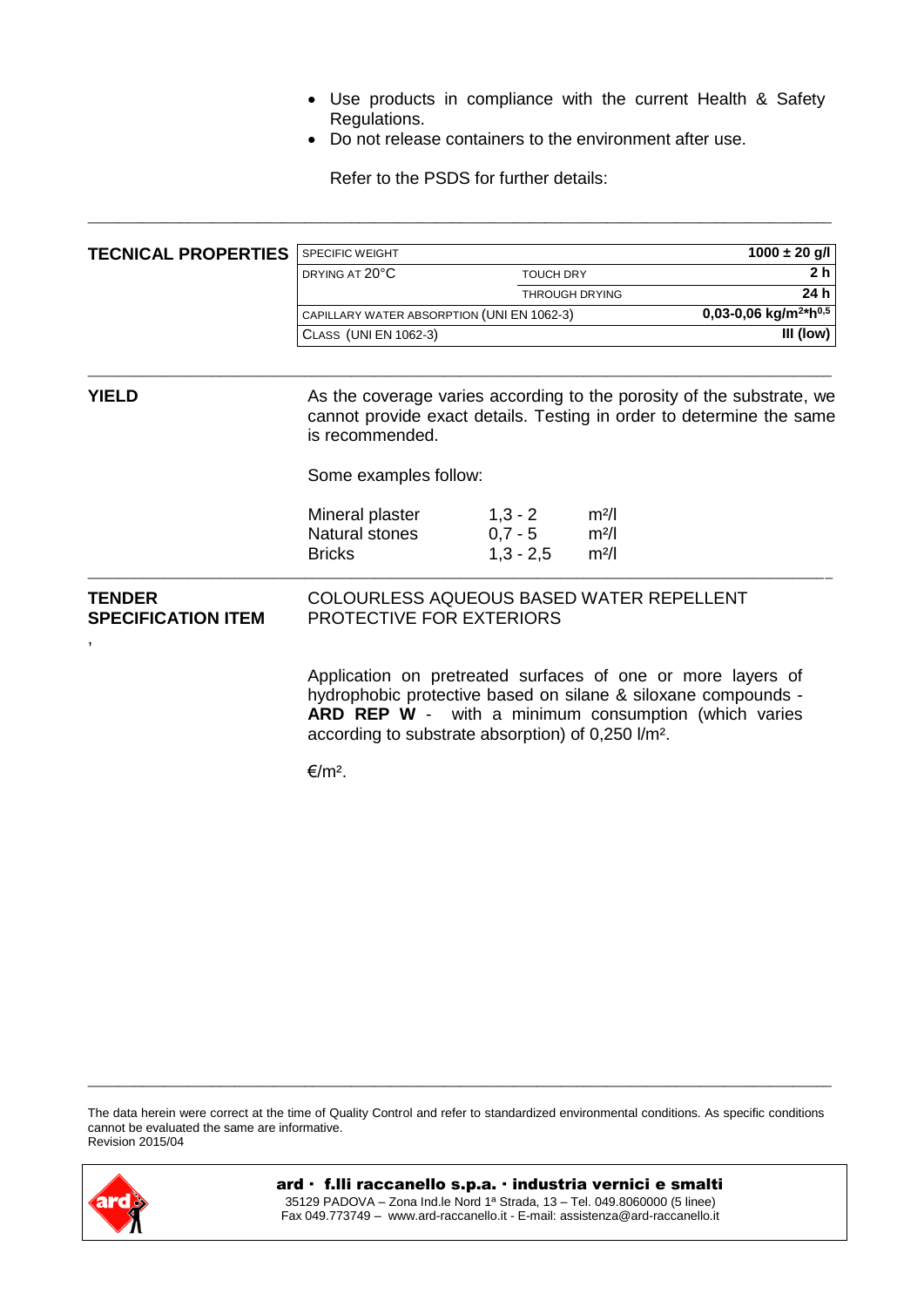- Use products in compliance with the current Health & Safety Regulations.
- Do not release containers to the environment after use.

Refer to the PSDS for further details:

## TECNICAL PROPERTIES

| | | |
|---|---|---|
| SPECIFIC WEIGHT | | **1000 ± 20 g/l** |
| DRYING AT 20°C | TOUCH DRY | **2 h** |
| | THROUGH DRYING | **24 h** |
| CAPILLARY WATER ABSORPTION (UNI EN 1062-3) | | **0,03-0,06 kg/m²\*h$^{0,5}$** |
| CLASS (UNI EN 1062-3) | | **III (low)** |

## YIELD

As the coverage varies according to the porosity of the substrate, we cannot provide exact details. Testing in order to determine the same is recommended.

Some examples follow:

| | | |
|---|---|---|
| Mineral plaster | 1,3 - 2 | m²/l |
| Natural stones | 0,7 - 5 | m²/l |
| Bricks | 1,3 - 2,5 | m²/l |

## TENDER SPECIFICATION ITEM

COLOURLESS AQUEOUS BASED WATER REPELLENT PROTECTIVE FOR EXTERIORS

Application on pretreated surfaces of one or more layers of hydrophobic protective based on silane & siloxane compounds - **ARD REP W** - with a minimum consumption (which varies according to substrate absorption) of 0,250 l/m².

€/m².

The data herein were correct at the time of Quality Control and refer to standardized environmental conditions. As specific conditions cannot be evaluated the same are informative.
Revision 2015/04

**ard · f.lli raccanello s.p.a. · industria vernici e smalti**
35129 PADOVA – Zona Ind.le Nord 1ª Strada, 13 – Tel. 049.8060000 (5 linee)
Fax 049.773749 – www.ard-raccanello.it - E-mail: assistenza@ard-raccanello.it